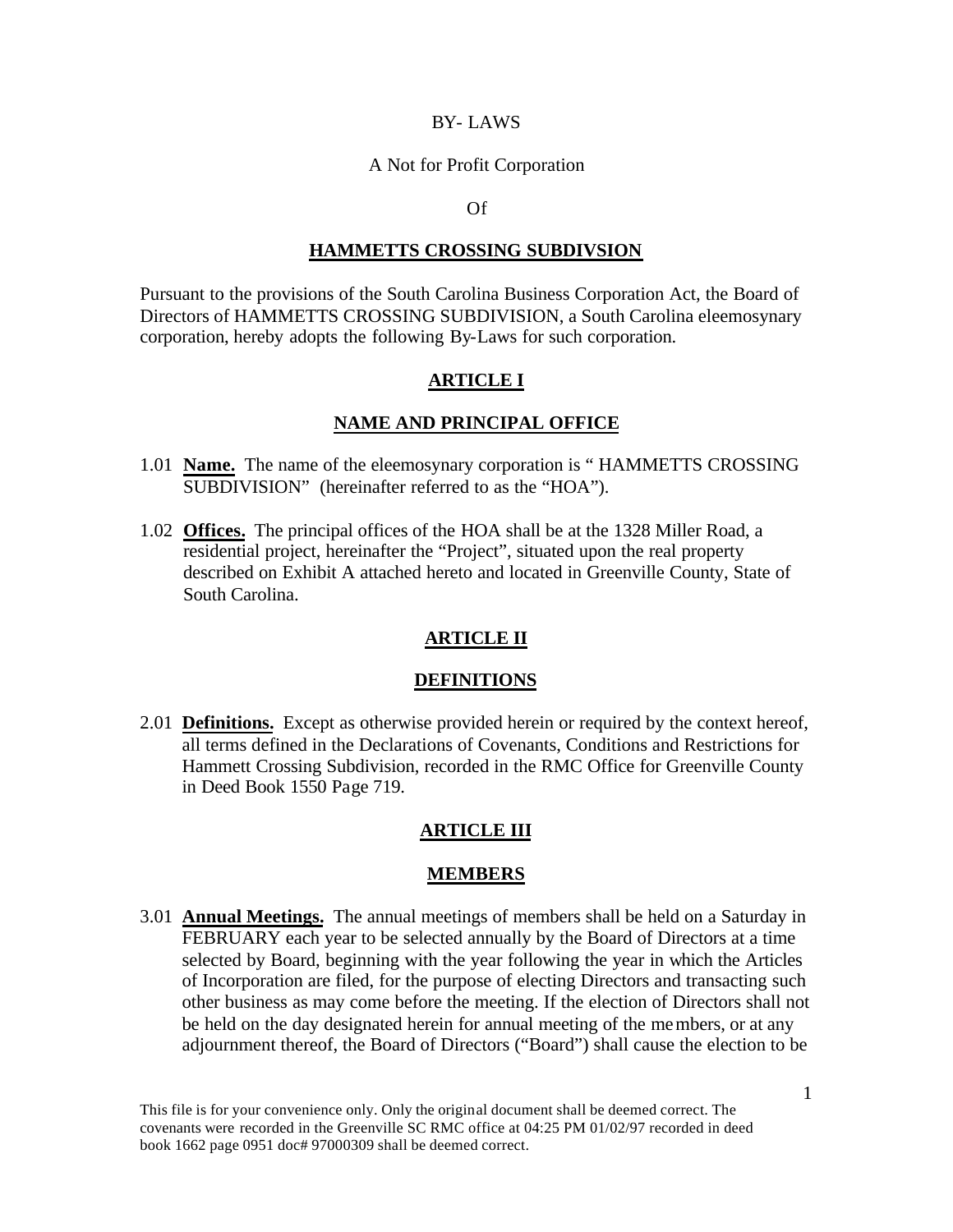BY- LAWS

A Not for Profit Corporation

Of

# HAMMETTS CROSSING SUBDIVSION

Pursuant to the provisions of the South Carolina Business Corporation Act, the Board of Directors of HAMMETTS CROSSING SUBDIVISION, a South Carolina eleemosynary corporation, hereby adopts the following By-Laws for such corporation.

## ARTICLE I

## NAME AND PRINCIPAL OFFICE

1.01 **Name.** The name of the eleemosynary corporation is " HAMMETTS CROSSING SUBDIVISION" (hereinafter referred to as the "HOA").

1.02 **Offices.** The principal offices of the HOA shall be at the 1328 Miller Road, a residential project, hereinafter the "Project", situated upon the real property described on Exhibit A attached hereto and located in Greenville County, State of South Carolina.

## ARTICLE II

## DEFINITIONS

2.01 **Definitions.** Except as otherwise provided herein or required by the context hereof, all terms defined in the Declarations of Covenants, Conditions and Restrictions for Hammett Crossing Subdivision, recorded in the RMC Office for Greenville County in Deed Book 1550 Page 719.

## ARTICLE III

## MEMBERS

3.01 **Annual Meetings.** The annual meetings of members shall be held on a Saturday in FEBRUARY each year to be selected annually by the Board of Directors at a time selected by Board, beginning with the year following the year in which the Articles of Incorporation are filed, for the purpose of electing Directors and transacting such other business as may come before the meeting. If the election of Directors shall not be held on the day designated herein for annual meeting of the members, or at any adjournment thereof, the Board of Directors ("Board") shall cause the election to be

This file is for your convenience only. Only the original document shall be deemed correct. The covenants were recorded in the Greenville SC RMC office at 04:25 PM 01/02/97 recorded in deed book 1662 page 0951 doc# 97000309 shall be deemed correct.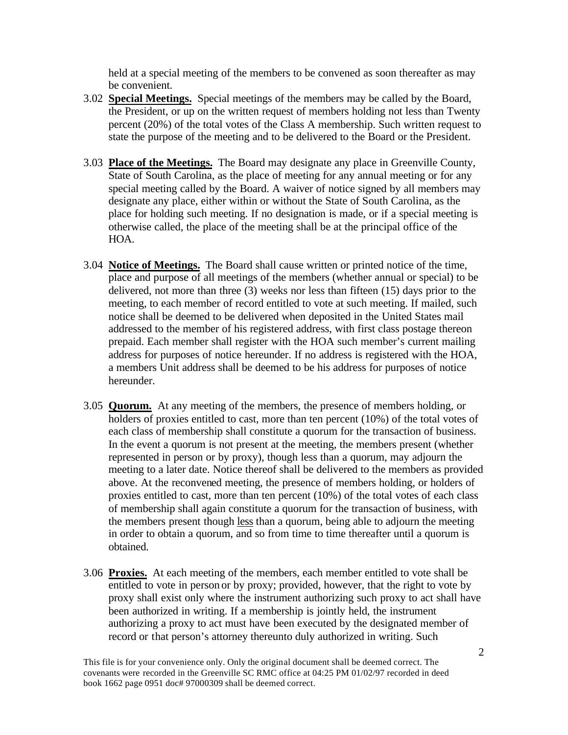held at a special meeting of the members to be convened as soon thereafter as may be convenient.

3.02 **Special Meetings.** Special meetings of the members may be called by the Board, the President, or up on the written request of members holding not less than Twenty percent (20%) of the total votes of the Class A membership. Such written request to state the purpose of the meeting and to be delivered to the Board or the President.

3.03 **Place of the Meetings.** The Board may designate any place in Greenville County, State of South Carolina, as the place of meeting for any annual meeting or for any special meeting called by the Board. A waiver of notice signed by all members may designate any place, either within or without the State of South Carolina, as the place for holding such meeting. If no designation is made, or if a special meeting is otherwise called, the place of the meeting shall be at the principal office of the HOA.

3.04 **Notice of Meetings.** The Board shall cause written or printed notice of the time, place and purpose of all meetings of the members (whether annual or special) to be delivered, not more than three (3) weeks nor less than fifteen (15) days prior to the meeting, to each member of record entitled to vote at such meeting. If mailed, such notice shall be deemed to be delivered when deposited in the United States mail addressed to the member of his registered address, with first class postage thereon prepaid. Each member shall register with the HOA such member's current mailing address for purposes of notice hereunder. If no address is registered with the HOA, a members Unit address shall be deemed to be his address for purposes of notice hereunder.

3.05 **Quorum.** At any meeting of the members, the presence of members holding, or holders of proxies entitled to cast, more than ten percent (10%) of the total votes of each class of membership shall constitute a quorum for the transaction of business. In the event a quorum is not present at the meeting, the members present (whether represented in person or by proxy), though less than a quorum, may adjourn the meeting to a later date. Notice thereof shall be delivered to the members as provided above. At the reconvened meeting, the presence of members holding, or holders of proxies entitled to cast, more than ten percent (10%) of the total votes of each class of membership shall again constitute a quorum for the transaction of business, with the members present though less than a quorum, being able to adjourn the meeting in order to obtain a quorum, and so from time to time thereafter until a quorum is obtained.

3.06 **Proxies.** At each meeting of the members, each member entitled to vote shall be entitled to vote in person or by proxy; provided, however, that the right to vote by proxy shall exist only where the instrument authorizing such proxy to act shall have been authorized in writing. If a membership is jointly held, the instrument authorizing a proxy to act must have been executed by the designated member of record or that person's attorney thereunto duly authorized in writing. Such

This file is for your convenience only. Only the original document shall be deemed correct. The covenants were recorded in the Greenville SC RMC office at 04:25 PM 01/02/97 recorded in deed book 1662 page 0951 doc# 97000309 shall be deemed correct.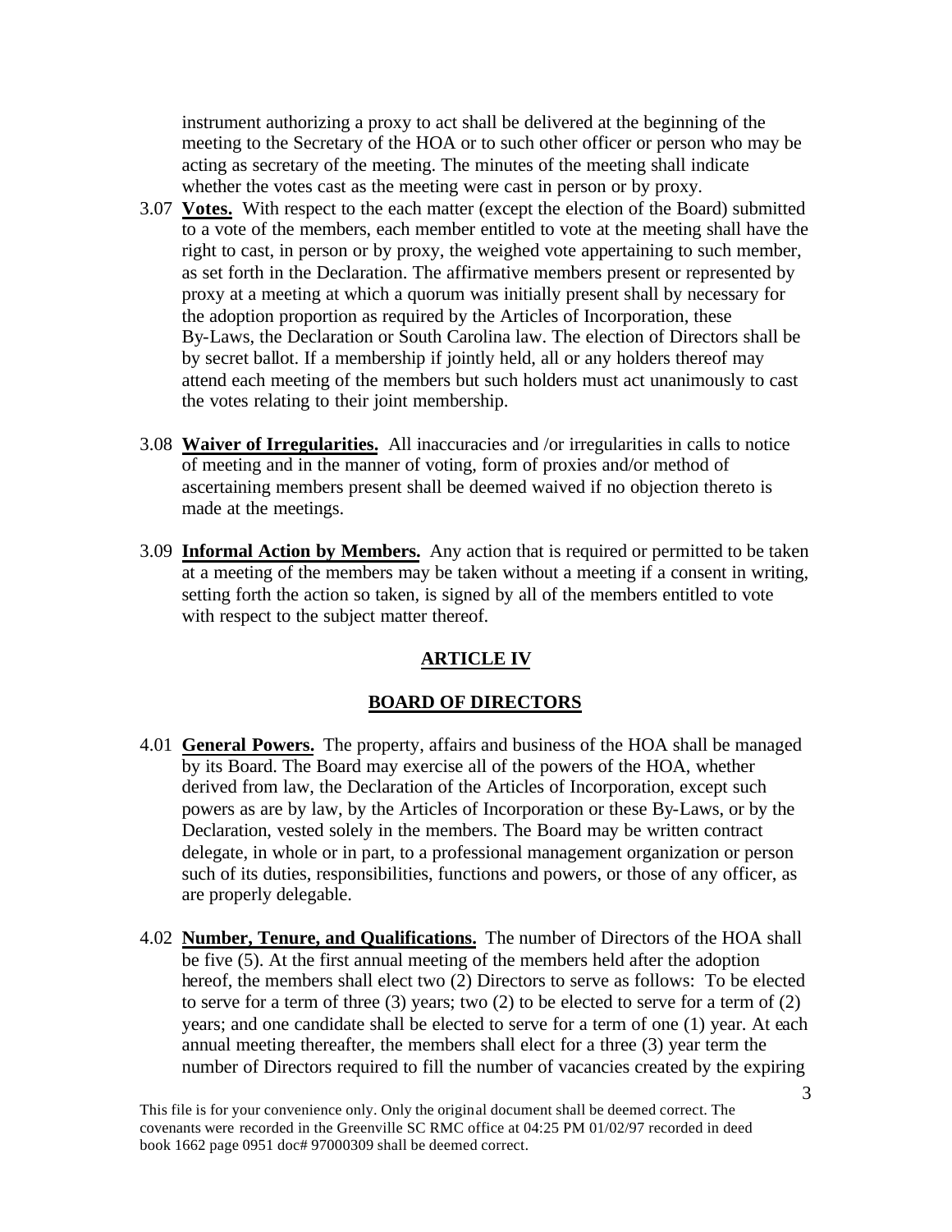instrument authorizing a proxy to act shall be delivered at the beginning of the meeting to the Secretary of the HOA or to such other officer or person who may be acting as secretary of the meeting. The minutes of the meeting shall indicate whether the votes cast as the meeting were cast in person or by proxy.

3.07 **Votes.** With respect to the each matter (except the election of the Board) submitted to a vote of the members, each member entitled to vote at the meeting shall have the right to cast, in person or by proxy, the weighed vote appertaining to such member, as set forth in the Declaration. The affirmative members present or represented by proxy at a meeting at which a quorum was initially present shall by necessary for the adoption proportion as required by the Articles of Incorporation, these By-Laws, the Declaration or South Carolina law. The election of Directors shall be by secret ballot. If a membership if jointly held, all or any holders thereof may attend each meeting of the members but such holders must act unanimously to cast the votes relating to their joint membership.

3.08 **Waiver of Irregularities.** All inaccuracies and /or irregularities in calls to notice of meeting and in the manner of voting, form of proxies and/or method of ascertaining members present shall be deemed waived if no objection thereto is made at the meetings.

3.09 **Informal Action by Members.** Any action that is required or permitted to be taken at a meeting of the members may be taken without a meeting if a consent in writing, setting forth the action so taken, is signed by all of the members entitled to vote with respect to the subject matter thereof.

## ARTICLE IV

## BOARD OF DIRECTORS

4.01 **General Powers.** The property, affairs and business of the HOA shall be managed by its Board. The Board may exercise all of the powers of the HOA, whether derived from law, the Declaration of the Articles of Incorporation, except such powers as are by law, by the Articles of Incorporation or these By-Laws, or by the Declaration, vested solely in the members. The Board may be written contract delegate, in whole or in part, to a professional management organization or person such of its duties, responsibilities, functions and powers, or those of any officer, as are properly delegable.

4.02 **Number, Tenure, and Qualifications.** The number of Directors of the HOA shall be five (5). At the first annual meeting of the members held after the adoption hereof, the members shall elect two (2) Directors to serve as follows: To be elected to serve for a term of three (3) years; two (2) to be elected to serve for a term of (2) years; and one candidate shall be elected to serve for a term of one (1) year. At each annual meeting thereafter, the members shall elect for a three (3) year term the number of Directors required to fill the number of vacancies created by the expiring

This file is for your convenience only. Only the original document shall be deemed correct. The covenants were recorded in the Greenville SC RMC office at 04:25 PM 01/02/97 recorded in deed book 1662 page 0951 doc# 97000309 shall be deemed correct.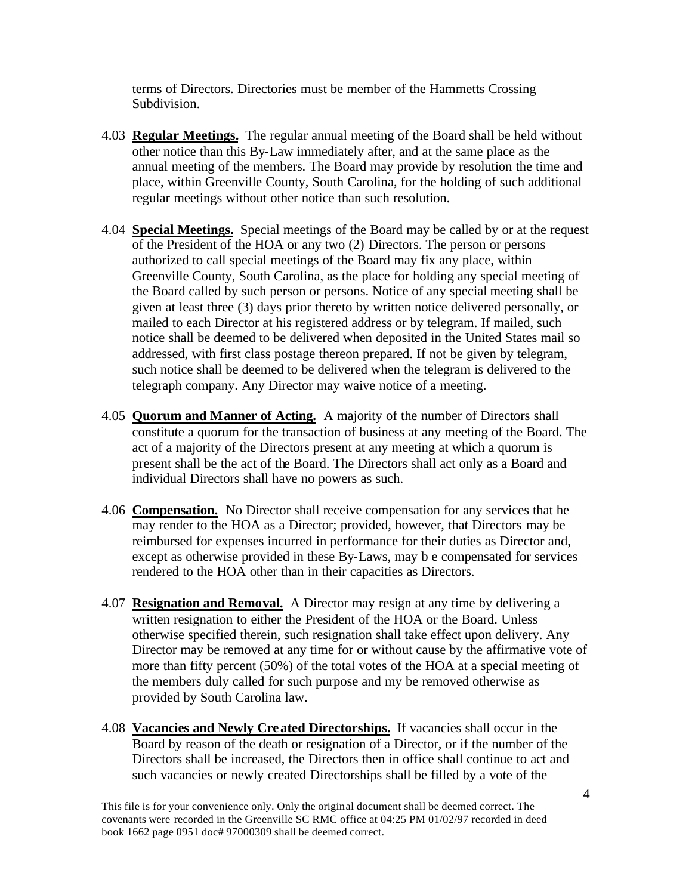terms of Directors. Directories must be member of the Hammetts Crossing Subdivision.

4.03 **Regular Meetings.** The regular annual meeting of the Board shall be held without other notice than this By-Law immediately after, and at the same place as the annual meeting of the members. The Board may provide by resolution the time and place, within Greenville County, South Carolina, for the holding of such additional regular meetings without other notice than such resolution.

4.04 **Special Meetings.** Special meetings of the Board may be called by or at the request of the President of the HOA or any two (2) Directors. The person or persons authorized to call special meetings of the Board may fix any place, within Greenville County, South Carolina, as the place for holding any special meeting of the Board called by such person or persons. Notice of any special meeting shall be given at least three (3) days prior thereto by written notice delivered personally, or mailed to each Director at his registered address or by telegram. If mailed, such notice shall be deemed to be delivered when deposited in the United States mail so addressed, with first class postage thereon prepared. If not be given by telegram, such notice shall be deemed to be delivered when the telegram is delivered to the telegraph company. Any Director may waive notice of a meeting.

4.05 **Quorum and Manner of Acting.** A majority of the number of Directors shall constitute a quorum for the transaction of business at any meeting of the Board. The act of a majority of the Directors present at any meeting at which a quorum is present shall be the act of the Board. The Directors shall act only as a Board and individual Directors shall have no powers as such.

4.06 **Compensation.** No Director shall receive compensation for any services that he may render to the HOA as a Director; provided, however, that Directors may be reimbursed for expenses incurred in performance for their duties as Director and, except as otherwise provided in these By-Laws, may b e compensated for services rendered to the HOA other than in their capacities as Directors.

4.07 **Resignation and Removal.** A Director may resign at any time by delivering a written resignation to either the President of the HOA or the Board. Unless otherwise specified therein, such resignation shall take effect upon delivery. Any Director may be removed at any time for or without cause by the affirmative vote of more than fifty percent (50%) of the total votes of the HOA at a special meeting of the members duly called for such purpose and my be removed otherwise as provided by South Carolina law.

4.08 **Vacancies and Newly Created Directorships.** If vacancies shall occur in the Board by reason of the death or resignation of a Director, or if the number of the Directors shall be increased, the Directors then in office shall continue to act and such vacancies or newly created Directorships shall be filled by a vote of the

This file is for your convenience only. Only the original document shall be deemed correct. The covenants were recorded in the Greenville SC RMC office at 04:25 PM 01/02/97 recorded in deed book 1662 page 0951 doc# 97000309 shall be deemed correct.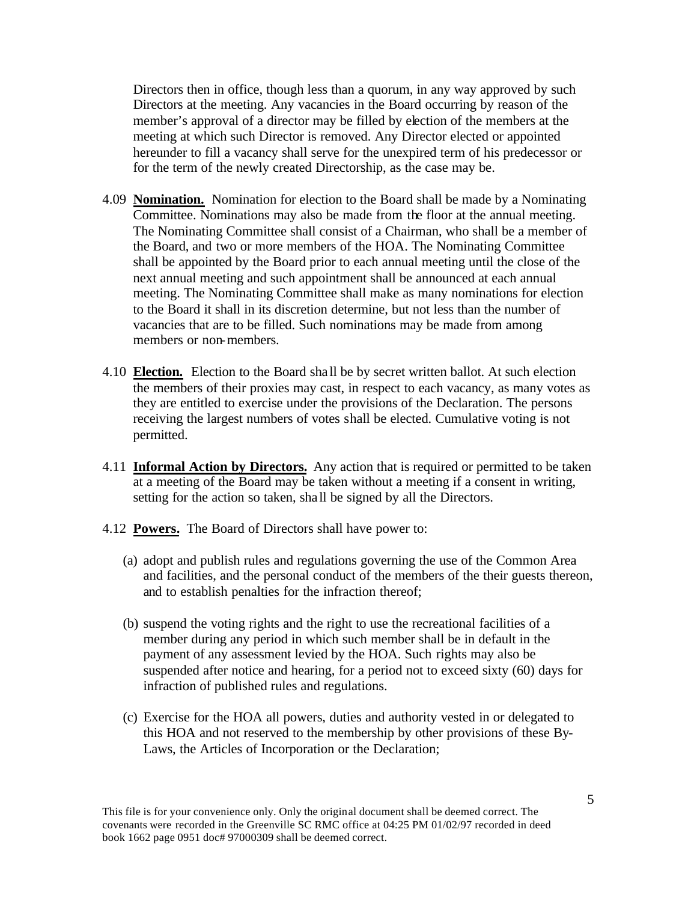Directors then in office, though less than a quorum, in any way approved by such Directors at the meeting. Any vacancies in the Board occurring by reason of the member's approval of a director may be filled by election of the members at the meeting at which such Director is removed. Any Director elected or appointed hereunder to fill a vacancy shall serve for the unexpired term of his predecessor or for the term of the newly created Directorship, as the case may be.

4.09 **Nomination.** Nomination for election to the Board shall be made by a Nominating Committee. Nominations may also be made from the floor at the annual meeting. The Nominating Committee shall consist of a Chairman, who shall be a member of the Board, and two or more members of the HOA. The Nominating Committee shall be appointed by the Board prior to each annual meeting until the close of the next annual meeting and such appointment shall be announced at each annual meeting. The Nominating Committee shall make as many nominations for election to the Board it shall in its discretion determine, but not less than the number of vacancies that are to be filled. Such nominations may be made from among members or non-members.

4.10 **Election.** Election to the Board shall be by secret written ballot. At such election the members of their proxies may cast, in respect to each vacancy, as many votes as they are entitled to exercise under the provisions of the Declaration. The persons receiving the largest numbers of votes shall be elected. Cumulative voting is not permitted.

4.11 **Informal Action by Directors.** Any action that is required or permitted to be taken at a meeting of the Board may be taken without a meeting if a consent in writing, setting for the action so taken, shall be signed by all the Directors.

4.12 **Powers.** The Board of Directors shall have power to:

(a) adopt and publish rules and regulations governing the use of the Common Area and facilities, and the personal conduct of the members of the their guests thereon, and to establish penalties for the infraction thereof;

(b) suspend the voting rights and the right to use the recreational facilities of a member during any period in which such member shall be in default in the payment of any assessment levied by the HOA. Such rights may also be suspended after notice and hearing, for a period not to exceed sixty (60) days for infraction of published rules and regulations.

(c) Exercise for the HOA all powers, duties and authority vested in or delegated to this HOA and not reserved to the membership by other provisions of these By-Laws, the Articles of Incorporation or the Declaration;

This file is for your convenience only. Only the original document shall be deemed correct. The covenants were recorded in the Greenville SC RMC office at 04:25 PM 01/02/97 recorded in deed book 1662 page 0951 doc# 97000309 shall be deemed correct.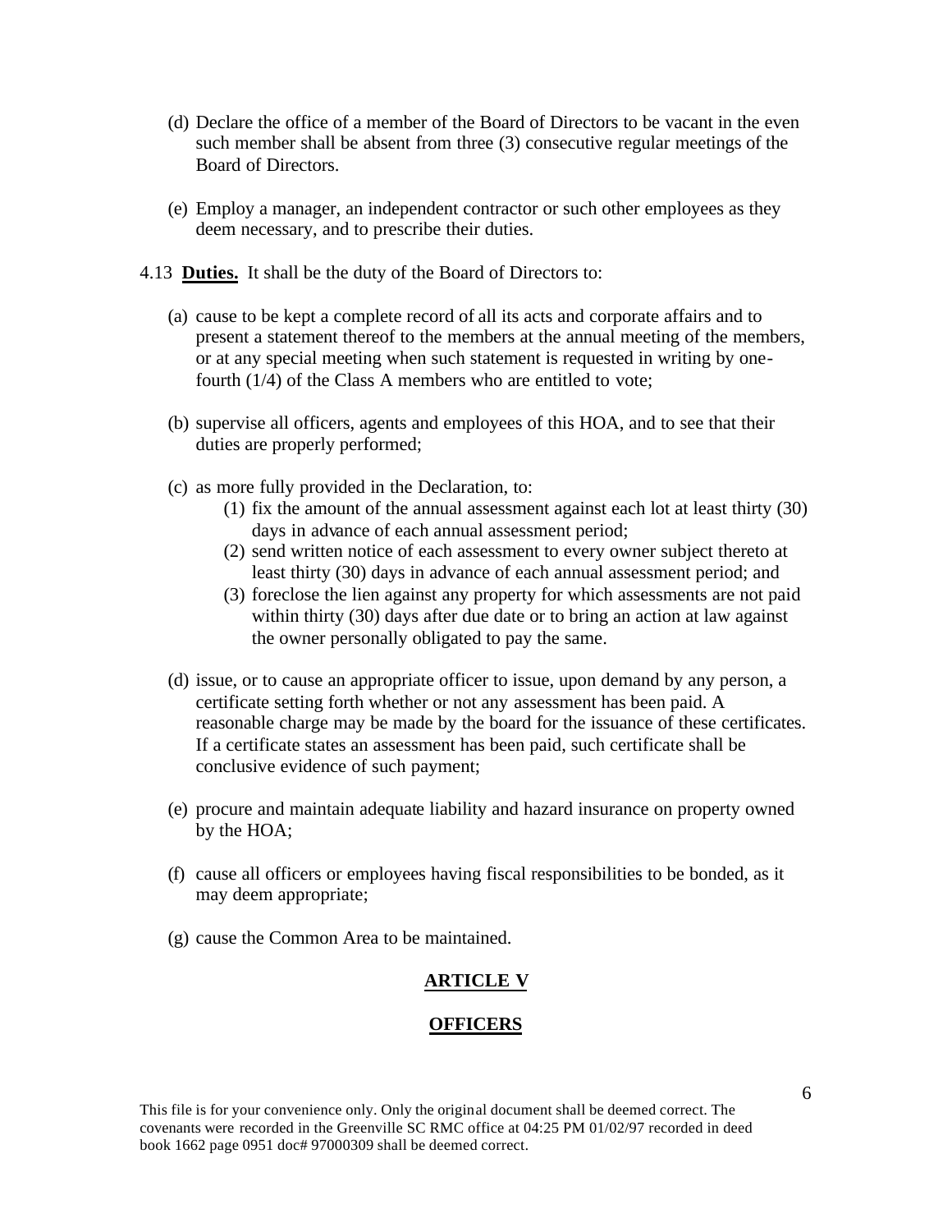(d) Declare the office of a member of the Board of Directors to be vacant in the even such member shall be absent from three (3) consecutive regular meetings of the Board of Directors.

(e) Employ a manager, an independent contractor or such other employees as they deem necessary, and to prescribe their duties.

4.13 **Duties.** It shall be the duty of the Board of Directors to:

(a) cause to be kept a complete record of all its acts and corporate affairs and to present a statement thereof to the members at the annual meeting of the members, or at any special meeting when such statement is requested in writing by one-fourth (1/4) of the Class A members who are entitled to vote;

(b) supervise all officers, agents and employees of this HOA, and to see that their duties are properly performed;

(c) as more fully provided in the Declaration, to:

   (1) fix the amount of the annual assessment against each lot at least thirty (30) days in advance of each annual assessment period;

   (2) send written notice of each assessment to every owner subject thereto at least thirty (30) days in advance of each annual assessment period; and

   (3) foreclose the lien against any property for which assessments are not paid within thirty (30) days after due date or to bring an action at law against the owner personally obligated to pay the same.

(d) issue, or to cause an appropriate officer to issue, upon demand by any person, a certificate setting forth whether or not any assessment has been paid. A reasonable charge may be made by the board for the issuance of these certificates. If a certificate states an assessment has been paid, such certificate shall be conclusive evidence of such payment;

(e) procure and maintain adequate liability and hazard insurance on property owned by the HOA;

(f) cause all officers or employees having fiscal responsibilities to be bonded, as it may deem appropriate;

(g) cause the Common Area to be maintained.

## ARTICLE V

## OFFICERS

This file is for your convenience only. Only the original document shall be deemed correct. The covenants were recorded in the Greenville SC RMC office at 04:25 PM 01/02/97 recorded in deed book 1662 page 0951 doc# 97000309 shall be deemed correct.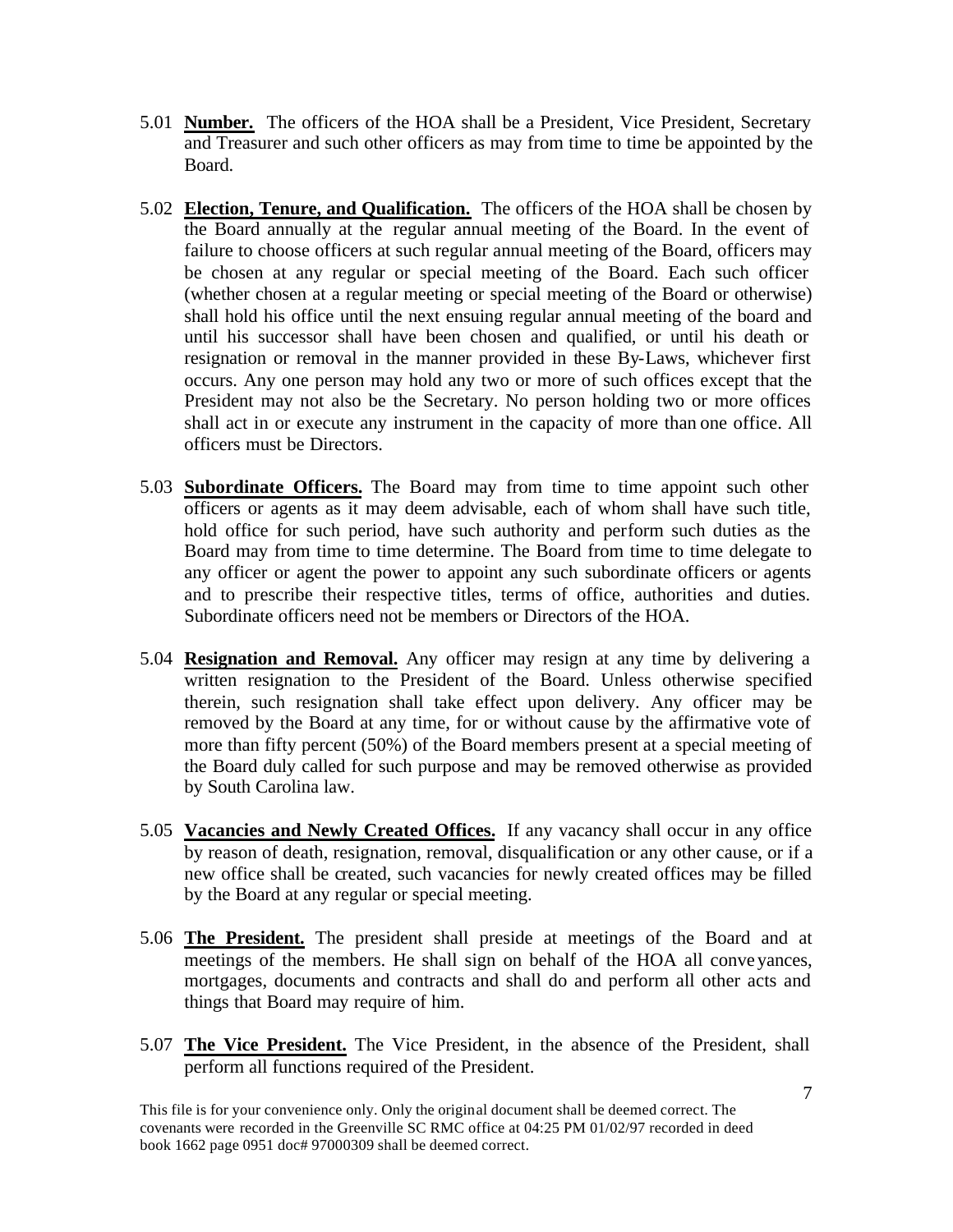5.01 **Number.** The officers of the HOA shall be a President, Vice President, Secretary and Treasurer and such other officers as may from time to time be appointed by the Board.

5.02 **Election, Tenure, and Qualification.** The officers of the HOA shall be chosen by the Board annually at the regular annual meeting of the Board. In the event of failure to choose officers at such regular annual meeting of the Board, officers may be chosen at any regular or special meeting of the Board. Each such officer (whether chosen at a regular meeting or special meeting of the Board or otherwise) shall hold his office until the next ensuing regular annual meeting of the board and until his successor shall have been chosen and qualified, or until his death or resignation or removal in the manner provided in these By-Laws, whichever first occurs. Any one person may hold any two or more of such offices except that the President may not also be the Secretary. No person holding two or more offices shall act in or execute any instrument in the capacity of more than one office. All officers must be Directors.

5.03 **Subordinate Officers.** The Board may from time to time appoint such other officers or agents as it may deem advisable, each of whom shall have such title, hold office for such period, have such authority and perform such duties as the Board may from time to time determine. The Board from time to time delegate to any officer or agent the power to appoint any such subordinate officers or agents and to prescribe their respective titles, terms of office, authorities and duties. Subordinate officers need not be members or Directors of the HOA.

5.04 **Resignation and Removal.** Any officer may resign at any time by delivering a written resignation to the President of the Board. Unless otherwise specified therein, such resignation shall take effect upon delivery. Any officer may be removed by the Board at any time, for or without cause by the affirmative vote of more than fifty percent (50%) of the Board members present at a special meeting of the Board duly called for such purpose and may be removed otherwise as provided by South Carolina law.

5.05 **Vacancies and Newly Created Offices.** If any vacancy shall occur in any office by reason of death, resignation, removal, disqualification or any other cause, or if a new office shall be created, such vacancies for newly created offices may be filled by the Board at any regular or special meeting.

5.06 **The President.** The president shall preside at meetings of the Board and at meetings of the members. He shall sign on behalf of the HOA all conveyances, mortgages, documents and contracts and shall do and perform all other acts and things that Board may require of him.

5.07 **The Vice President.** The Vice President, in the absence of the President, shall perform all functions required of the President.

This file is for your convenience only. Only the original document shall be deemed correct. The covenants were recorded in the Greenville SC RMC office at 04:25 PM 01/02/97 recorded in deed book 1662 page 0951 doc# 97000309 shall be deemed correct.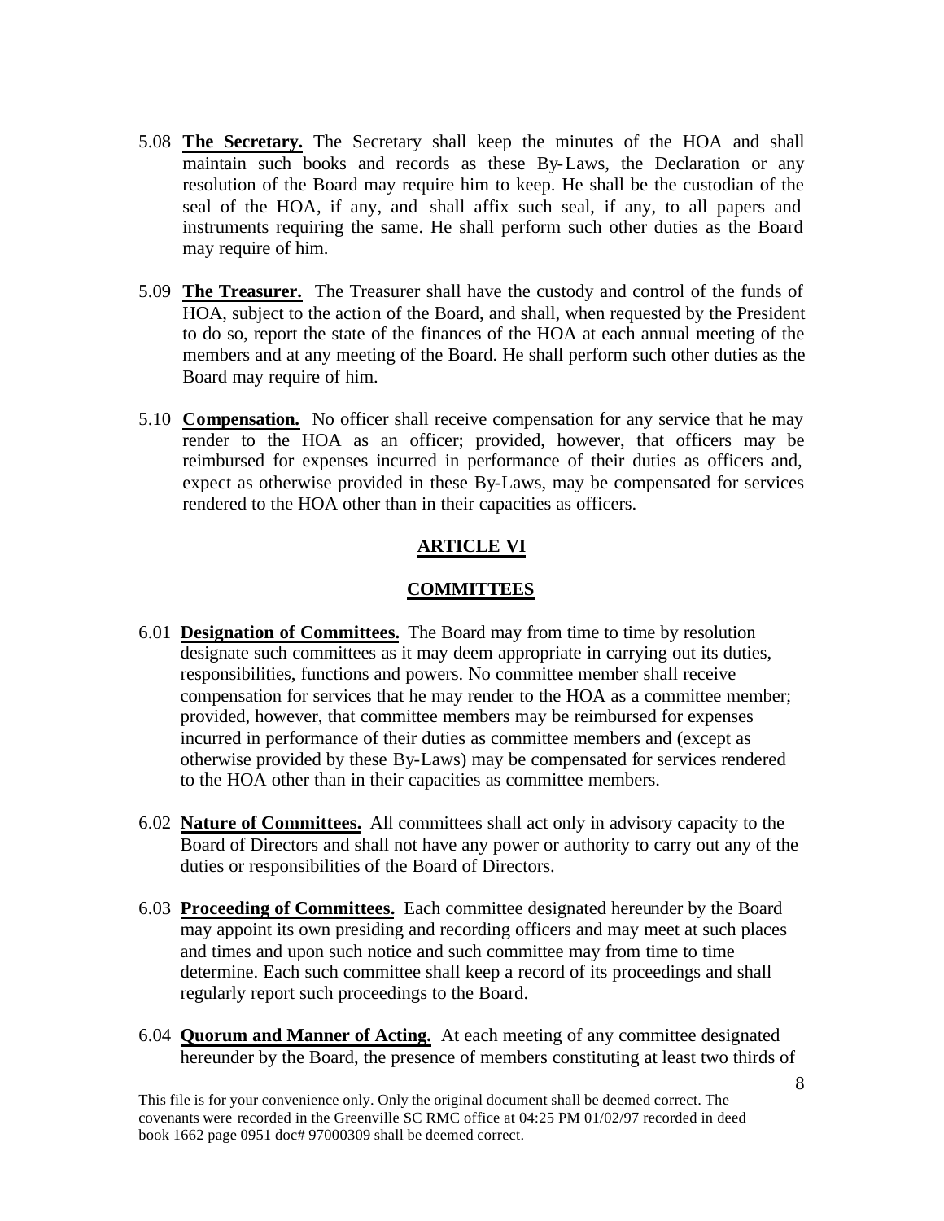5.08 **The Secretary.** The Secretary shall keep the minutes of the HOA and shall maintain such books and records as these By-Laws, the Declaration or any resolution of the Board may require him to keep. He shall be the custodian of the seal of the HOA, if any, and shall affix such seal, if any, to all papers and instruments requiring the same. He shall perform such other duties as the Board may require of him.

5.09 **The Treasurer.** The Treasurer shall have the custody and control of the funds of HOA, subject to the action of the Board, and shall, when requested by the President to do so, report the state of the finances of the HOA at each annual meeting of the members and at any meeting of the Board. He shall perform such other duties as the Board may require of him.

5.10 **Compensation.** No officer shall receive compensation for any service that he may render to the HOA as an officer; provided, however, that officers may be reimbursed for expenses incurred in performance of their duties as officers and, expect as otherwise provided in these By-Laws, may be compensated for services rendered to the HOA other than in their capacities as officers.

## ARTICLE VI

## COMMITTEES

6.01 **Designation of Committees.** The Board may from time to time by resolution designate such committees as it may deem appropriate in carrying out its duties, responsibilities, functions and powers. No committee member shall receive compensation for services that he may render to the HOA as a committee member; provided, however, that committee members may be reimbursed for expenses incurred in performance of their duties as committee members and (except as otherwise provided by these By-Laws) may be compensated for services rendered to the HOA other than in their capacities as committee members.

6.02 **Nature of Committees.** All committees shall act only in advisory capacity to the Board of Directors and shall not have any power or authority to carry out any of the duties or responsibilities of the Board of Directors.

6.03 **Proceeding of Committees.** Each committee designated hereunder by the Board may appoint its own presiding and recording officers and may meet at such places and times and upon such notice and such committee may from time to time determine. Each such committee shall keep a record of its proceedings and shall regularly report such proceedings to the Board.

6.04 **Quorum and Manner of Acting.** At each meeting of any committee designated hereunder by the Board, the presence of members constituting at least two thirds of

This file is for your convenience only. Only the original document shall be deemed correct. The covenants were recorded in the Greenville SC RMC office at 04:25 PM 01/02/97 recorded in deed book 1662 page 0951 doc# 97000309 shall be deemed correct.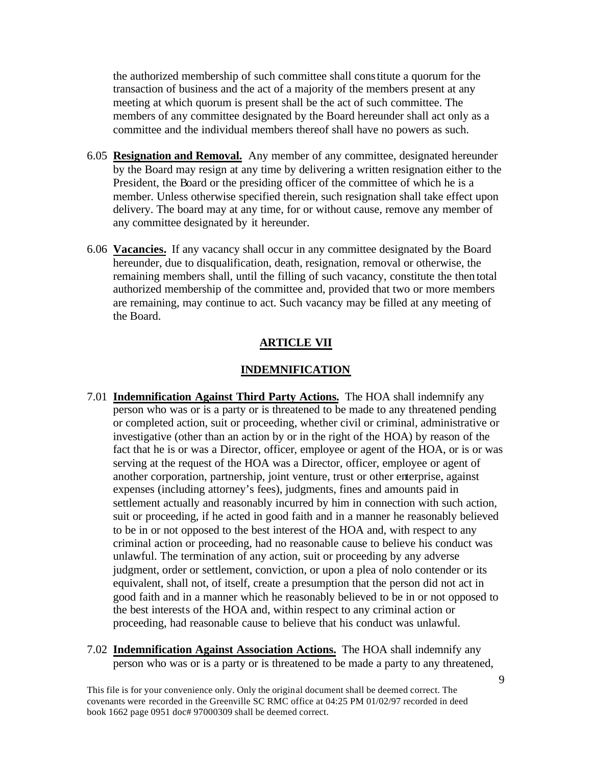the authorized membership of such committee shall constitute a quorum for the transaction of business and the act of a majority of the members present at any meeting at which quorum is present shall be the act of such committee. The members of any committee designated by the Board hereunder shall act only as a committee and the individual members thereof shall have no powers as such.

6.05 **Resignation and Removal.** Any member of any committee, designated hereunder by the Board may resign at any time by delivering a written resignation either to the President, the Board or the presiding officer of the committee of which he is a member. Unless otherwise specified therein, such resignation shall take effect upon delivery. The board may at any time, for or without cause, remove any member of any committee designated by it hereunder.

6.06 **Vacancies.** If any vacancy shall occur in any committee designated by the Board hereunder, due to disqualification, death, resignation, removal or otherwise, the remaining members shall, until the filling of such vacancy, constitute the then total authorized membership of the committee and, provided that two or more members are remaining, may continue to act. Such vacancy may be filled at any meeting of the Board.

## ARTICLE VII

## INDEMNIFICATION

7.01 **Indemnification Against Third Party Actions.** The HOA shall indemnify any person who was or is a party or is threatened to be made to any threatened pending or completed action, suit or proceeding, whether civil or criminal, administrative or investigative (other than an action by or in the right of the HOA) by reason of the fact that he is or was a Director, officer, employee or agent of the HOA, or is or was serving at the request of the HOA was a Director, officer, employee or agent of another corporation, partnership, joint venture, trust or other enterprise, against expenses (including attorney's fees), judgments, fines and amounts paid in settlement actually and reasonably incurred by him in connection with such action, suit or proceeding, if he acted in good faith and in a manner he reasonably believed to be in or not opposed to the best interest of the HOA and, with respect to any criminal action or proceeding, had no reasonable cause to believe his conduct was unlawful. The termination of any action, suit or proceeding by any adverse judgment, order or settlement, conviction, or upon a plea of nolo contender or its equivalent, shall not, of itself, create a presumption that the person did not act in good faith and in a manner which he reasonably believed to be in or not opposed to the best interests of the HOA and, within respect to any criminal action or proceeding, had reasonable cause to believe that his conduct was unlawful.

7.02 **Indemnification Against Association Actions.** The HOA shall indemnify any person who was or is a party or is threatened to be made a party to any threatened,

This file is for your convenience only. Only the original document shall be deemed correct. The covenants were recorded in the Greenville SC RMC office at 04:25 PM 01/02/97 recorded in deed book 1662 page 0951 doc# 97000309 shall be deemed correct.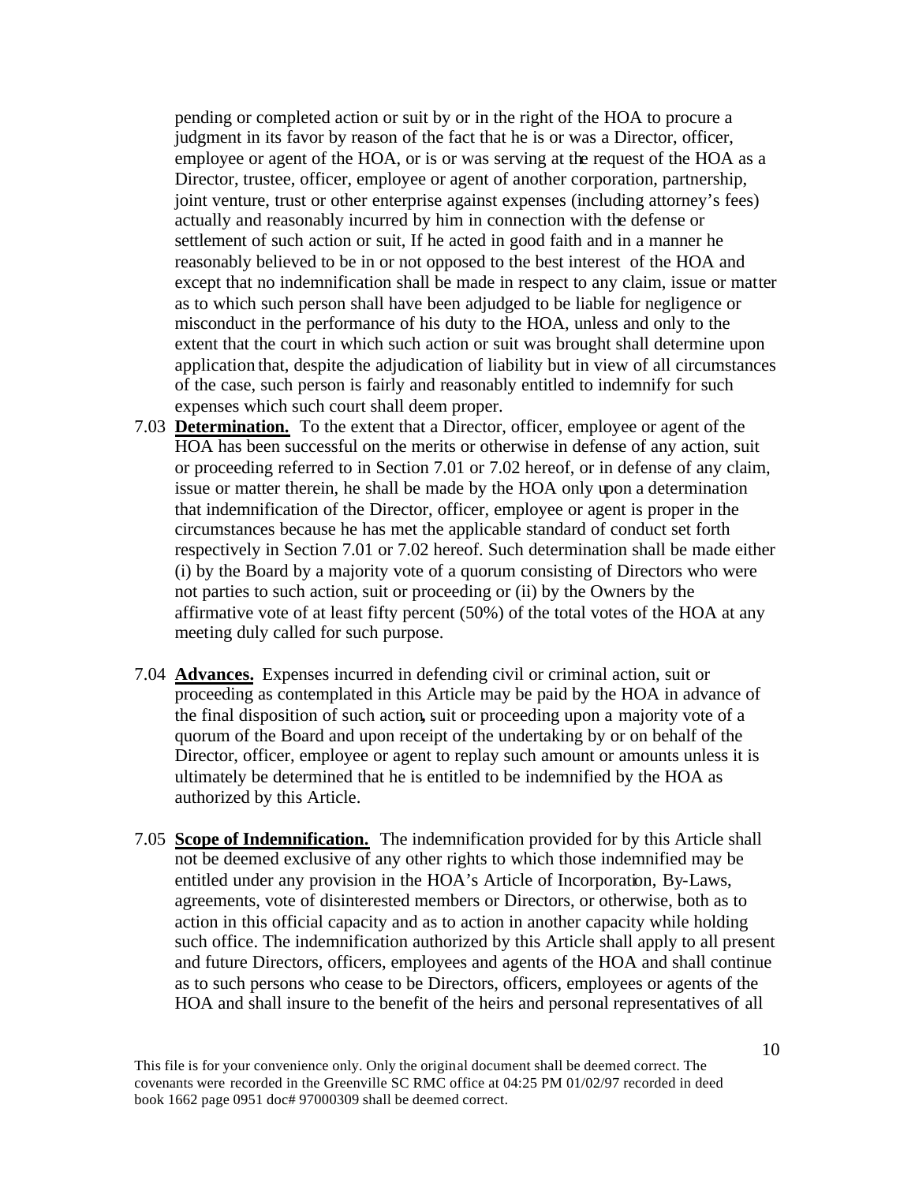pending or completed action or suit by or in the right of the HOA to procure a judgment in its favor by reason of the fact that he is or was a Director, officer, employee or agent of the HOA, or is or was serving at the request of the HOA as a Director, trustee, officer, employee or agent of another corporation, partnership, joint venture, trust or other enterprise against expenses (including attorney's fees) actually and reasonably incurred by him in connection with the defense or settlement of such action or suit, If he acted in good faith and in a manner he reasonably believed to be in or not opposed to the best interest of the HOA and except that no indemnification shall be made in respect to any claim, issue or matter as to which such person shall have been adjudged to be liable for negligence or misconduct in the performance of his duty to the HOA, unless and only to the extent that the court in which such action or suit was brought shall determine upon application that, despite the adjudication of liability but in view of all circumstances of the case, such person is fairly and reasonably entitled to indemnify for such expenses which such court shall deem proper.

7.03 **Determination.** To the extent that a Director, officer, employee or agent of the HOA has been successful on the merits or otherwise in defense of any action, suit or proceeding referred to in Section 7.01 or 7.02 hereof, or in defense of any claim, issue or matter therein, he shall be made by the HOA only upon a determination that indemnification of the Director, officer, employee or agent is proper in the circumstances because he has met the applicable standard of conduct set forth respectively in Section 7.01 or 7.02 hereof. Such determination shall be made either (i) by the Board by a majority vote of a quorum consisting of Directors who were not parties to such action, suit or proceeding or (ii) by the Owners by the affirmative vote of at least fifty percent (50%) of the total votes of the HOA at any meeting duly called for such purpose.

7.04 **Advances.** Expenses incurred in defending civil or criminal action, suit or proceeding as contemplated in this Article may be paid by the HOA in advance of the final disposition of such action, suit or proceeding upon a majority vote of a quorum of the Board and upon receipt of the undertaking by or on behalf of the Director, officer, employee or agent to replay such amount or amounts unless it is ultimately be determined that he is entitled to be indemnified by the HOA as authorized by this Article.

7.05 **Scope of Indemnification.** The indemnification provided for by this Article shall not be deemed exclusive of any other rights to which those indemnified may be entitled under any provision in the HOA's Article of Incorporation, By-Laws, agreements, vote of disinterested members or Directors, or otherwise, both as to action in this official capacity and as to action in another capacity while holding such office. The indemnification authorized by this Article shall apply to all present and future Directors, officers, employees and agents of the HOA and shall continue as to such persons who cease to be Directors, officers, employees or agents of the HOA and shall insure to the benefit of the heirs and personal representatives of all

This file is for your convenience only. Only the original document shall be deemed correct. The covenants were recorded in the Greenville SC RMC office at 04:25 PM 01/02/97 recorded in deed book 1662 page 0951 doc# 97000309 shall be deemed correct.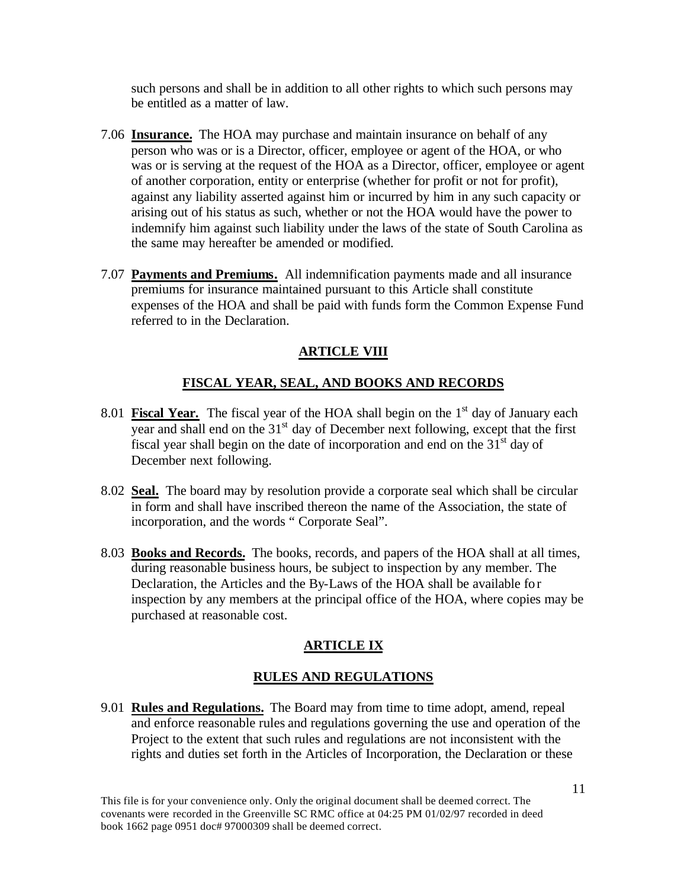such persons and shall be in addition to all other rights to which such persons may be entitled as a matter of law.

7.06 **Insurance.** The HOA may purchase and maintain insurance on behalf of any person who was or is a Director, officer, employee or agent of the HOA, or who was or is serving at the request of the HOA as a Director, officer, employee or agent of another corporation, entity or enterprise (whether for profit or not for profit), against any liability asserted against him or incurred by him in any such capacity or arising out of his status as such, whether or not the HOA would have the power to indemnify him against such liability under the laws of the state of South Carolina as the same may hereafter be amended or modified.

7.07 **Payments and Premiums.** All indemnification payments made and all insurance premiums for insurance maintained pursuant to this Article shall constitute expenses of the HOA and shall be paid with funds form the Common Expense Fund referred to in the Declaration.

## ARTICLE VIII

## FISCAL YEAR, SEAL, AND BOOKS AND RECORDS

8.01 **Fiscal Year.** The fiscal year of the HOA shall begin on the 1st day of January each year and shall end on the 31st day of December next following, except that the first fiscal year shall begin on the date of incorporation and end on the 31st day of December next following.

8.02 **Seal.** The board may by resolution provide a corporate seal which shall be circular in form and shall have inscribed thereon the name of the Association, the state of incorporation, and the words " Corporate Seal".

8.03 **Books and Records.** The books, records, and papers of the HOA shall at all times, during reasonable business hours, be subject to inspection by any member. The Declaration, the Articles and the By-Laws of the HOA shall be available for inspection by any members at the principal office of the HOA, where copies may be purchased at reasonable cost.

## ARTICLE IX

## RULES AND REGULATIONS

9.01 **Rules and Regulations.** The Board may from time to time adopt, amend, repeal and enforce reasonable rules and regulations governing the use and operation of the Project to the extent that such rules and regulations are not inconsistent with the rights and duties set forth in the Articles of Incorporation, the Declaration or these

This file is for your convenience only. Only the original document shall be deemed correct. The covenants were recorded in the Greenville SC RMC office at 04:25 PM 01/02/97 recorded in deed book 1662 page 0951 doc# 97000309 shall be deemed correct.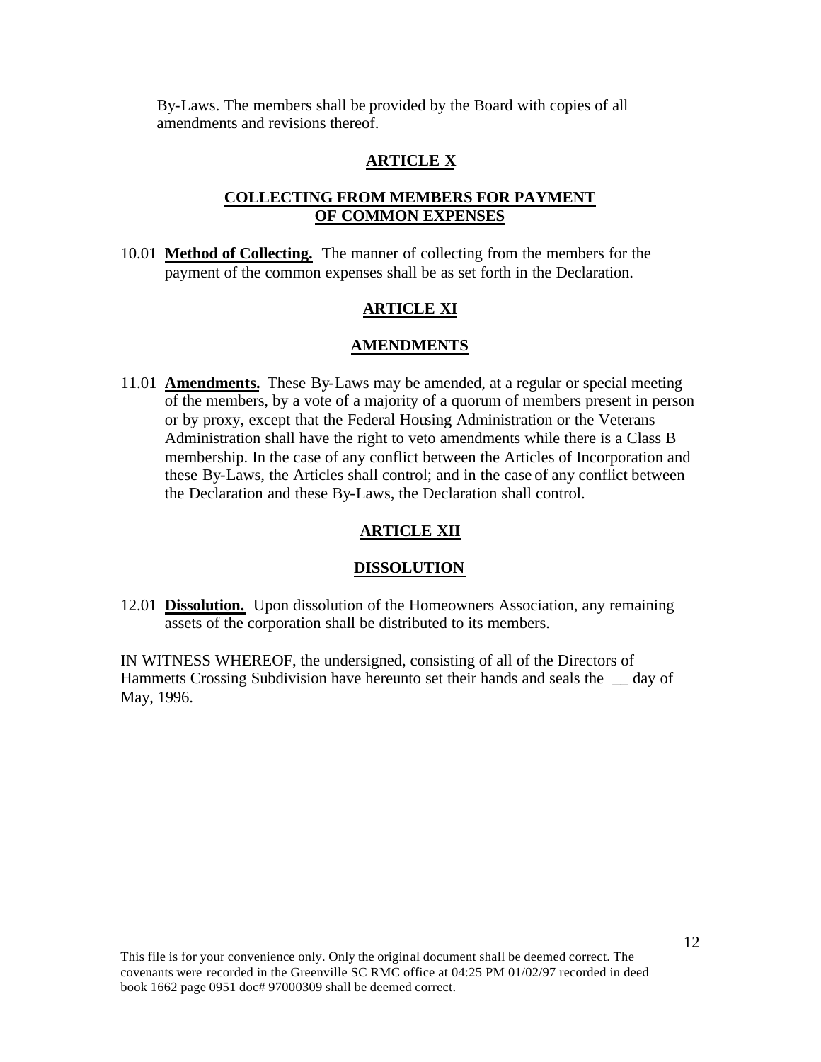By-Laws. The members shall be provided by the Board with copies of all amendments and revisions thereof.

## ARTICLE X

## COLLECTING FROM MEMBERS FOR PAYMENT OF COMMON EXPENSES

10.01 **Method of Collecting.** The manner of collecting from the members for the payment of the common expenses shall be as set forth in the Declaration.

## ARTICLE XI

## AMENDMENTS

11.01 **Amendments.** These By-Laws may be amended, at a regular or special meeting of the members, by a vote of a majority of a quorum of members present in person or by proxy, except that the Federal Housing Administration or the Veterans Administration shall have the right to veto amendments while there is a Class B membership. In the case of any conflict between the Articles of Incorporation and these By-Laws, the Articles shall control; and in the case of any conflict between the Declaration and these By-Laws, the Declaration shall control.

## ARTICLE XII

## DISSOLUTION

12.01 **Dissolution.** Upon dissolution of the Homeowners Association, any remaining assets of the corporation shall be distributed to its members.

IN WITNESS WHEREOF, the undersigned, consisting of all of the Directors of Hammetts Crossing Subdivision have hereunto set their hands and seals the __ day of May, 1996.

This file is for your convenience only. Only the original document shall be deemed correct. The covenants were recorded in the Greenville SC RMC office at 04:25 PM 01/02/97 recorded in deed book 1662 page 0951 doc# 97000309 shall be deemed correct.